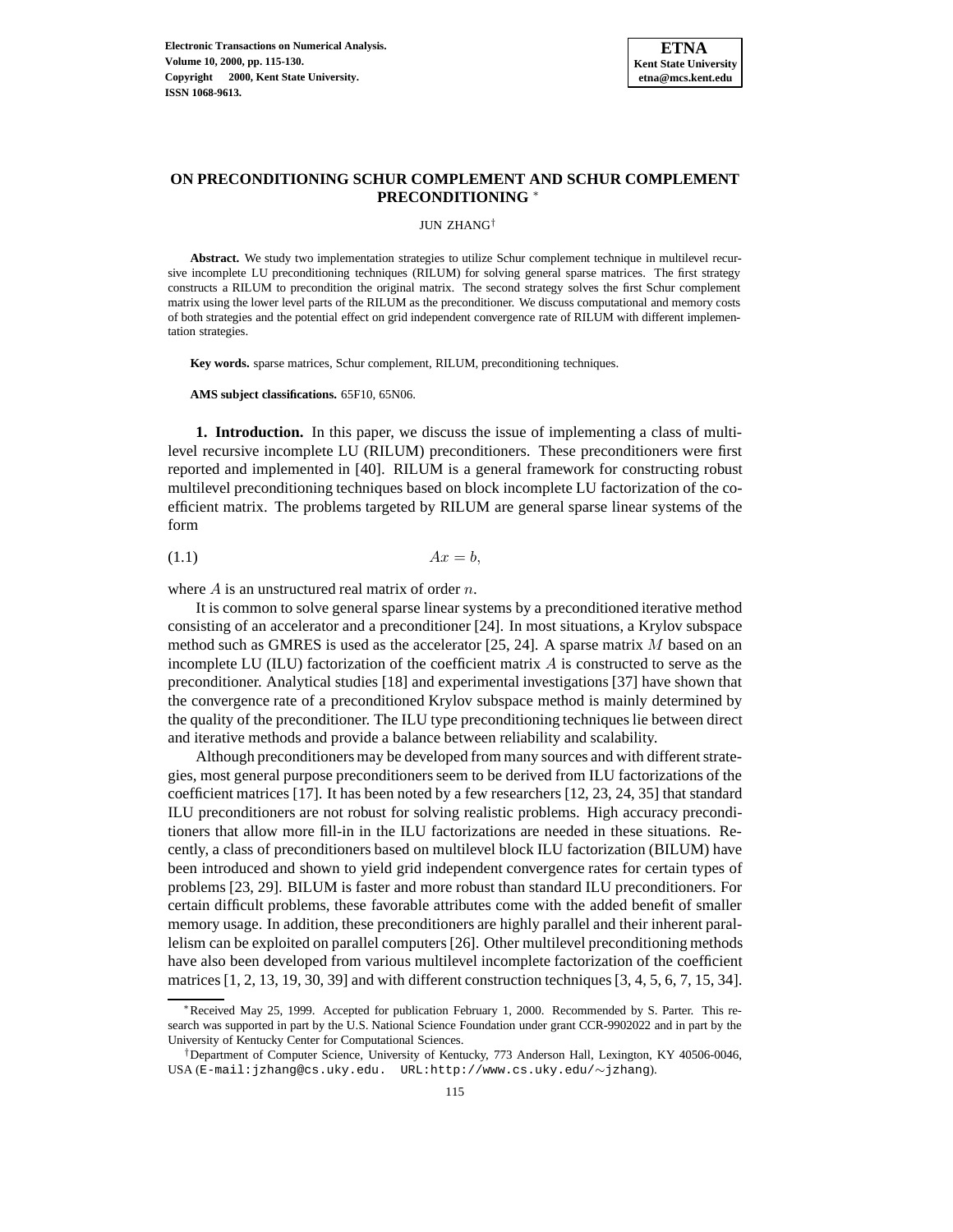# ON PRECONDITIONING SCHUR COMPLEMENT AND SCHUR COMPLEMENT PRECONDITIONING *

JUN ZHANG†

**Abstract.** We study two implementation strategies to utilize Schur complement technique in multilevel recursive incomplete LU preconditioning techniques (RILUM) for solving general sparse matrices. The first strategy constructs a RILUM to precondition the original matrix. The second strategy solves the first Schur complement matrix using the lower level parts of the RILUM as the preconditioner. We discuss computational and memory costs of both strategies and the potential effect on grid independent convergence rate of RILUM with different implementation strategies.

**Key words.** sparse matrices, Schur complement, RILUM, preconditioning techniques.

**AMS subject classifications.** 65F10, 65N06.

**1. Introduction.** In this paper, we discuss the issue of implementing a class of multilevel recursive incomplete LU (RILUM) preconditioners. These preconditioners were first reported and implemented in [40]. RILUM is a general framework for constructing robust multilevel preconditioning techniques based on block incomplete LU factorization of the coefficient matrix. The problems targeted by RILUM are general sparse linear systems of the form

$$Ax = b, \tag{1.1}$$

where $A$ is an unstructured real matrix of order $n$.

It is common to solve general sparse linear systems by a preconditioned iterative method consisting of an accelerator and a preconditioner [24]. In most situations, a Krylov subspace method such as GMRES is used as the accelerator [25, 24]. A sparse matrix $M$ based on an incomplete LU (ILU) factorization of the coefficient matrix $A$ is constructed to serve as the preconditioner. Analytical studies [18] and experimental investigations [37] have shown that the convergence rate of a preconditioned Krylov subspace method is mainly determined by the quality of the preconditioner. The ILU type preconditioning techniques lie between direct and iterative methods and provide a balance between reliability and scalability.

Although preconditioners may be developed from many sources and with different strategies, most general purpose preconditioners seem to be derived from ILU factorizations of the coefficient matrices [17]. It has been noted by a few researchers [12, 23, 24, 35] that standard ILU preconditioners are not robust for solving realistic problems. High accuracy preconditioners that allow more fill-in in the ILU factorizations are needed in these situations. Recently, a class of preconditioners based on multilevel block ILU factorization (BILUM) have been introduced and shown to yield grid independent convergence rates for certain types of problems [23, 29]. BILUM is faster and more robust than standard ILU preconditioners. For certain difficult problems, these favorable attributes come with the added benefit of smaller memory usage. In addition, these preconditioners are highly parallel and their inherent parallelism can be exploited on parallel computers [26]. Other multilevel preconditioning methods have also been developed from various multilevel incomplete factorization of the coefficient matrices [1, 2, 13, 19, 30, 39] and with different construction techniques [3, 4, 5, 6, 7, 15, 34].

*Received May 25, 1999. Accepted for publication February 1, 2000. Recommended by S. Parter. This research was supported in part by the U.S. National Science Foundation under grant CCR-9902022 and in part by the University of Kentucky Center for Computational Sciences.

†Department of Computer Science, University of Kentucky, 773 Anderson Hall, Lexington, KY 40506-0046, USA (E-mail:jzhang@cs.uky.edu. URL:http://www.cs.uky.edu/~jzhang).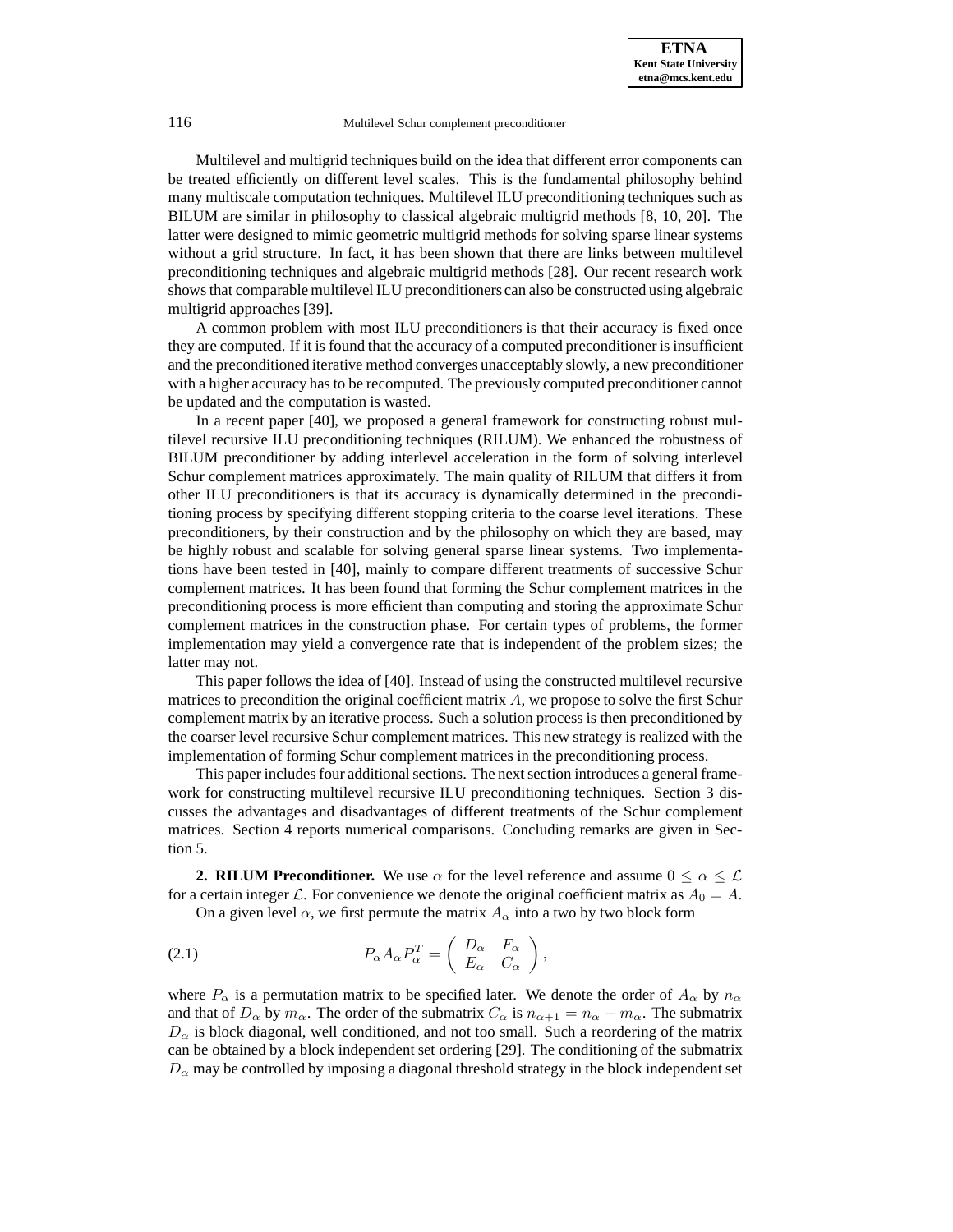Multilevel and multigrid techniques build on the idea that different error components can be treated efficiently on different level scales. This is the fundamental philosophy behind many multiscale computation techniques. Multilevel ILU preconditioning techniques such as BILUM are similar in philosophy to classical algebraic multigrid methods [8, 10, 20]. The latter were designed to mimic geometric multigrid methods for solving sparse linear systems without a grid structure. In fact, it has been shown that there are links between multilevel preconditioning techniques and algebraic multigrid methods [28]. Our recent research work shows that comparable multilevel ILU preconditioners can also be constructed using algebraic multigrid approaches [39].

A common problem with most ILU preconditioners is that their accuracy is fixed once they are computed. If it is found that the accuracy of a computed preconditioner is insufficient and the preconditioned iterative method converges unacceptably slowly, a new preconditioner with a higher accuracy has to be recomputed. The previously computed preconditioner cannot be updated and the computation is wasted.

In a recent paper [40], we proposed a general framework for constructing robust multilevel recursive ILU preconditioning techniques (RILUM). We enhanced the robustness of BILUM preconditioner by adding interlevel acceleration in the form of solving interlevel Schur complement matrices approximately. The main quality of RILUM that differs it from other ILU preconditioners is that its accuracy is dynamically determined in the preconditioning process by specifying different stopping criteria to the coarse level iterations. These preconditioners, by their construction and by the philosophy on which they are based, may be highly robust and scalable for solving general sparse linear systems. Two implementations have been tested in [40], mainly to compare different treatments of successive Schur complement matrices. It has been found that forming the Schur complement matrices in the preconditioning process is more efficient than computing and storing the approximate Schur complement matrices in the construction phase. For certain types of problems, the former implementation may yield a convergence rate that is independent of the problem sizes; the latter may not.

This paper follows the idea of [40]. Instead of using the constructed multilevel recursive matrices to precondition the original coefficient matrix $A$, we propose to solve the first Schur complement matrix by an iterative process. Such a solution process is then preconditioned by the coarser level recursive Schur complement matrices. This new strategy is realized with the implementation of forming Schur complement matrices in the preconditioning process.

This paper includes four additional sections. The next section introduces a general framework for constructing multilevel recursive ILU preconditioning techniques. Section 3 discusses the advantages and disadvantages of different treatments of the Schur complement matrices. Section 4 reports numerical comparisons. Concluding remarks are given in Section 5.

**2. RILUM Preconditioner.** We use $\alpha$ for the level reference and assume $0 \le \alpha \le \mathcal{L}$ for a certain integer $\mathcal{L}$. For convenience we denote the original coefficient matrix as $A_0 = A$.

On a given level $\alpha$, we first permute the matrix $A_\alpha$ into a two by two block form

$$P_\alpha A_\alpha P_\alpha^T = \begin{pmatrix} D_\alpha & F_\alpha \\ E_\alpha & C_\alpha \end{pmatrix}, \tag{2.1}$$

where $P_\alpha$ is a permutation matrix to be specified later. We denote the order of $A_\alpha$ by $n_\alpha$ and that of $D_\alpha$ by $m_\alpha$. The order of the submatrix $C_\alpha$ is $n_{\alpha+1} = n_\alpha - m_\alpha$. The submatrix $D_\alpha$ is block diagonal, well conditioned, and not too small. Such a reordering of the matrix can be obtained by a block independent set ordering [29]. The conditioning of the submatrix $D_\alpha$ may be controlled by imposing a diagonal threshold strategy in the block independent set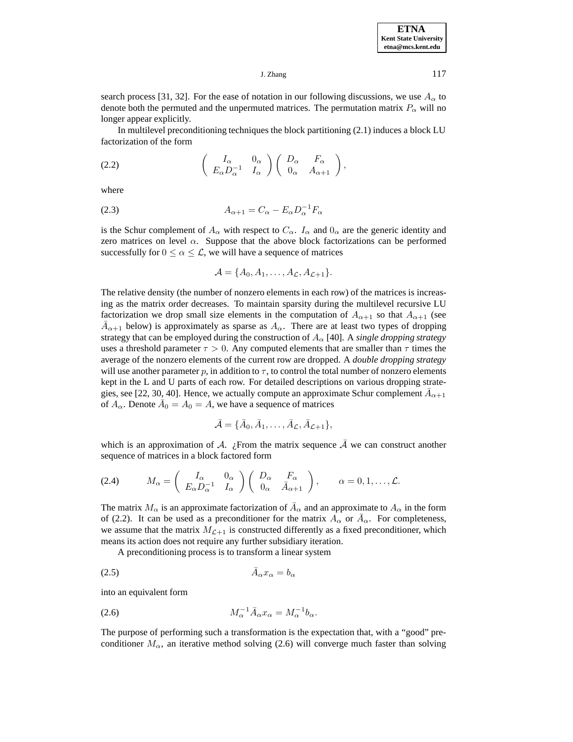search process [31, 32]. For the ease of notation in our following discussions, we use $A_\alpha$ to denote both the permuted and the unpermuted matrices. The permutation matrix $P_\alpha$ will no longer appear explicitly.

In multilevel preconditioning techniques the block partitioning (2.1) induces a block LU factorization of the form

$$\begin{pmatrix} I_\alpha & 0_\alpha \\ E_\alpha D_\alpha^{-1} & I_\alpha \end{pmatrix} \begin{pmatrix} D_\alpha & F_\alpha \\ 0_\alpha & A_{\alpha+1} \end{pmatrix}, \tag{2.2}$$

where

$$A_{\alpha+1} = C_\alpha - E_\alpha D_\alpha^{-1} F_\alpha \tag{2.3}$$

is the Schur complement of $A_\alpha$ with respect to $C_\alpha$. $I_\alpha$ and $0_\alpha$ are the generic identity and zero matrices on level $\alpha$. Suppose that the above block factorizations can be performed successfully for $0 \le \alpha \le \mathcal{L}$, we will have a sequence of matrices

$$\mathcal{A} = \{A_0, A_1, \ldots, A_\mathcal{L}, A_{\mathcal{L}+1}\}.$$

The relative density (the number of nonzero elements in each row) of the matrices is increasing as the matrix order decreases. To maintain sparsity during the multilevel recursive LU factorization we drop small size elements in the computation of $A_{\alpha+1}$ so that $A_{\alpha+1}$ (see $\bar{A}_{\alpha+1}$ below) is approximately as sparse as $A_\alpha$. There are at least two types of dropping strategy that can be employed during the construction of $A_\alpha$ [40]. A *single dropping strategy* uses a threshold parameter $\tau > 0$. Any computed elements that are smaller than $\tau$ times the average of the nonzero elements of the current row are dropped. A *double dropping strategy* will use another parameter $p$, in addition to $\tau$, to control the total number of nonzero elements kept in the L and U parts of each row. For detailed descriptions on various dropping strategies, see [22, 30, 40]. Hence, we actually compute an approximate Schur complement $\bar{A}_{\alpha+1}$ of $A_\alpha$. Denote $\bar{A}_0 = A_0 = A$, we have a sequence of matrices

$$\bar{\mathcal{A}} = \{\bar{A}_0, \bar{A}_1, \ldots, \bar{A}_\mathcal{L}, \bar{A}_{\mathcal{L}+1}\},$$

which is an approximation of $\mathcal{A}$. ¿From the matrix sequence $\bar{\mathcal{A}}$ we can construct another sequence of matrices in a block factored form

$$M_\alpha = \begin{pmatrix} I_\alpha & 0_\alpha \\ E_\alpha D_\alpha^{-1} & I_\alpha \end{pmatrix} \begin{pmatrix} D_\alpha & F_\alpha \\ 0_\alpha & \bar{A}_{\alpha+1} \end{pmatrix}, \qquad \alpha = 0, 1, \ldots, \mathcal{L}. \tag{2.4}$$

The matrix $M_\alpha$ is an approximate factorization of $\bar{A}_\alpha$ and an approximate to $A_\alpha$ in the form of (2.2). It can be used as a preconditioner for the matrix $A_\alpha$ or $\bar{A}_\alpha$. For completeness, we assume that the matrix $M_{\mathcal{L}+1}$ is constructed differently as a fixed preconditioner, which means its action does not require any further subsidiary iteration.

A preconditioning process is to transform a linear system

$$\bar{A}_\alpha x_\alpha = b_\alpha \tag{2.5}$$

into an equivalent form

$$M_\alpha^{-1} \bar{A}_\alpha x_\alpha = M_\alpha^{-1} b_\alpha. \tag{2.6}$$

The purpose of performing such a transformation is the expectation that, with a "good" preconditioner $M_\alpha$, an iterative method solving (2.6) will converge much faster than solving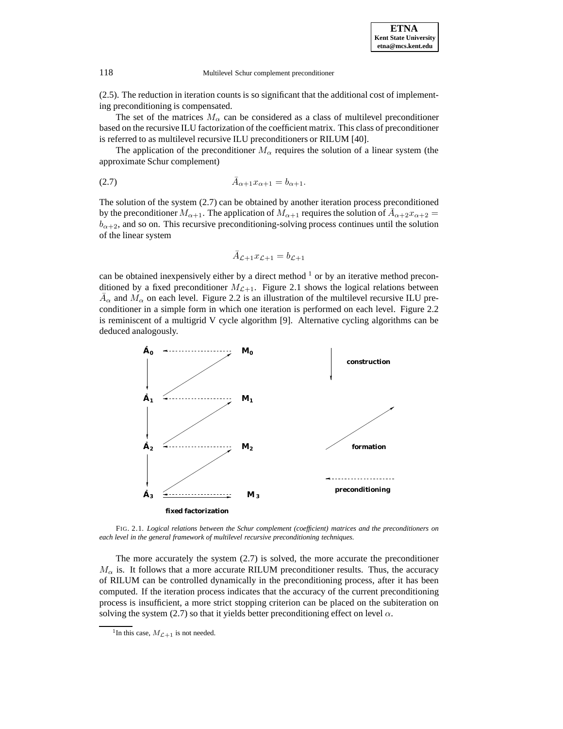(2.5). The reduction in iteration counts is so significant that the additional cost of implementing preconditioning is compensated.

The set of the matrices $M_\alpha$ can be considered as a class of multilevel preconditioner based on the recursive ILU factorization of the coefficient matrix. This class of preconditioner is referred to as multilevel recursive ILU preconditioners or RILUM [40].

The application of the preconditioner $M_\alpha$ requires the solution of a linear system (the approximate Schur complement)

$$\bar{A}_{\alpha+1} x_{\alpha+1} = b_{\alpha+1}. \tag{2.7}$$

The solution of the system (2.7) can be obtained by another iteration process preconditioned by the preconditioner $M_{\alpha+1}$. The application of $M_{\alpha+1}$ requires the solution of $\bar{A}_{\alpha+2} x_{\alpha+2} = b_{\alpha+2}$, and so on. This recursive preconditioning-solving process continues until the solution of the linear system

$$\bar{A}_{\mathcal{L}+1} x_{\mathcal{L}+1} = b_{\mathcal{L}+1}$$

can be obtained inexpensively either by a direct method [1] or by an iterative method preconditioned by a fixed preconditioner $M_{\mathcal{L}+1}$. Figure 2.1 shows the logical relations between $\bar{A}_\alpha$ and $M_\alpha$ on each level. Figure 2.2 is an illustration of the multilevel recursive ILU preconditioner in a simple form in which one iteration is performed on each level. Figure 2.2 is reminiscent of a multigrid V cycle algorithm [9]. Alternative cycling algorithms can be deduced analogously.

FIG. 2.1. *Logical relations between the Schur complement (coefficient) matrices and the preconditioners on each level in the general framework of multilevel recursive preconditioning techniques.*

The more accurately the system (2.7) is solved, the more accurate the preconditioner $M_\alpha$ is. It follows that a more accurate RILUM preconditioner results. Thus, the accuracy of RILUM can be controlled dynamically in the preconditioning process, after it has been computed. If the iteration process indicates that the accuracy of the current preconditioning process is insufficient, a more strict stopping criterion can be placed on the subiteration on solving the system (2.7) so that it yields better preconditioning effect on level $\alpha$.

[1] In this case, $M_{\mathcal{L}+1}$ is not needed.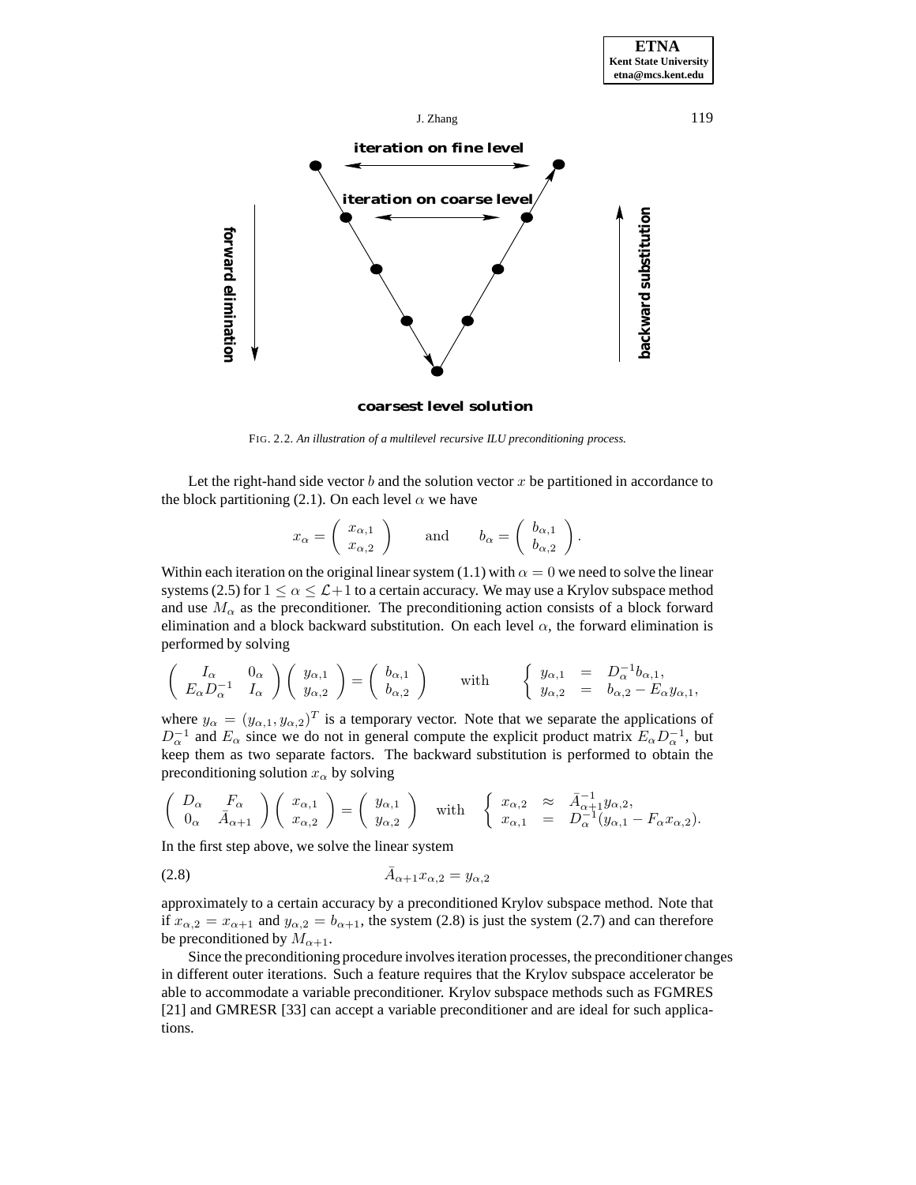iteration on fine level

iteration on coarse level

forward elimination

backward substitution

coarsest level solution

FIG. 2.2. *An illustration of a multilevel recursive ILU preconditioning process.*

Let the right-hand side vector $b$ and the solution vector $x$ be partitioned in accordance to the block partitioning (2.1). On each level $\alpha$ we have

$$x_\alpha = \begin{pmatrix} x_{\alpha,1} \\ x_{\alpha,2} \end{pmatrix} \qquad \text{and} \qquad b_\alpha = \begin{pmatrix} b_{\alpha,1} \\ b_{\alpha,2} \end{pmatrix}.$$

Within each iteration on the original linear system (1.1) with $\alpha = 0$ we need to solve the linear systems (2.5) for $1 \le \alpha \le \mathcal{L}+1$ to a certain accuracy. We may use a Krylov subspace method and use $M_\alpha$ as the preconditioner. The preconditioning action consists of a block forward elimination and a block backward substitution. On each level $\alpha$, the forward elimination is performed by solving

$$\begin{pmatrix} I_\alpha & 0_\alpha \\ E_\alpha D_\alpha^{-1} & I_\alpha \end{pmatrix} \begin{pmatrix} y_{\alpha,1} \\ y_{\alpha,2} \end{pmatrix} = \begin{pmatrix} b_{\alpha,1} \\ b_{\alpha,2} \end{pmatrix} \qquad \text{with} \qquad \begin{cases} y_{\alpha,1} &= D_\alpha^{-1} b_{\alpha,1}, \\ y_{\alpha,2} &= b_{\alpha,2} - E_\alpha y_{\alpha,1}, \end{cases}$$

where $y_\alpha = (y_{\alpha,1}, y_{\alpha,2})^T$ is a temporary vector. Note that we separate the applications of $D_\alpha^{-1}$ and $E_\alpha$ since we do not in general compute the explicit product matrix $E_\alpha D_\alpha^{-1}$, but keep them as two separate factors. The backward substitution is performed to obtain the preconditioning solution $x_\alpha$ by solving

$$\begin{pmatrix} D_\alpha & F_\alpha \\ 0_\alpha & \bar{A}_{\alpha+1} \end{pmatrix} \begin{pmatrix} x_{\alpha,1} \\ x_{\alpha,2} \end{pmatrix} = \begin{pmatrix} y_{\alpha,1} \\ y_{\alpha,2} \end{pmatrix} \quad \text{with} \quad \begin{cases} x_{\alpha,2} &\approx \bar{A}_{\alpha+1}^{-1} y_{\alpha,2}, \\ x_{\alpha,1} &= D_\alpha^{-1}(y_{\alpha,1} - F_\alpha x_{\alpha,2}). \end{cases}$$

In the first step above, we solve the linear system

$$\bar{A}_{\alpha+1} x_{\alpha,2} = y_{\alpha,2} \tag{2.8}$$

approximately to a certain accuracy by a preconditioned Krylov subspace method. Note that if $x_{\alpha,2} = x_{\alpha+1}$ and $y_{\alpha,2} = b_{\alpha+1}$, the system (2.8) is just the system (2.7) and can therefore be preconditioned by $M_{\alpha+1}$.

Since the preconditioning procedure involves iteration processes, the preconditioner changes in different outer iterations. Such a feature requires that the Krylov subspace accelerator be able to accommodate a variable preconditioner. Krylov subspace methods such as FGMRES [21] and GMRESR [33] can accept a variable preconditioner and are ideal for such applications.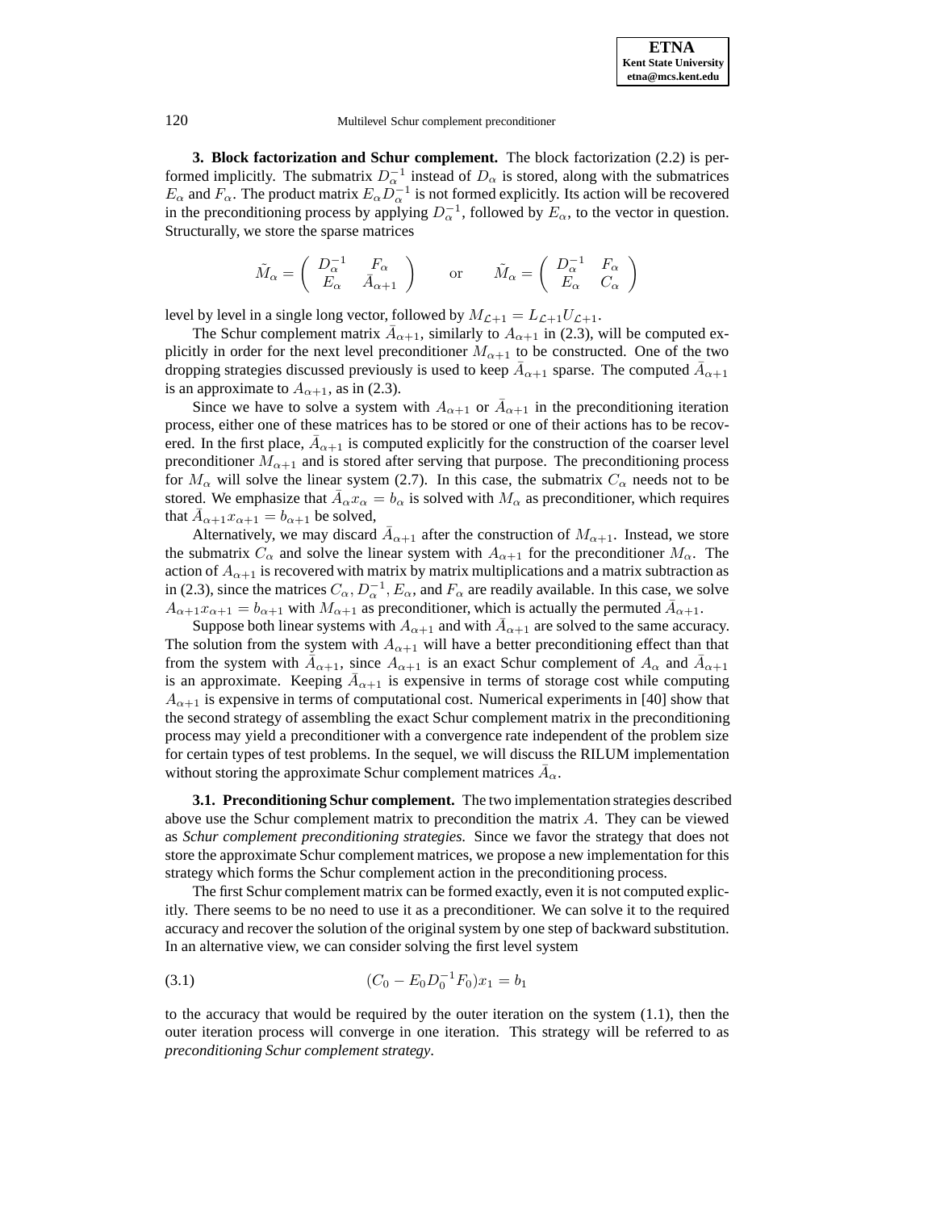**3. Block factorization and Schur complement.** The block factorization (2.2) is performed implicitly. The submatrix $D_\alpha^{-1}$ instead of $D_\alpha$ is stored, along with the submatrices $E_\alpha$ and $F_\alpha$. The product matrix $E_\alpha D_\alpha^{-1}$ is not formed explicitly. Its action will be recovered in the preconditioning process by applying $D_\alpha^{-1}$, followed by $E_\alpha$, to the vector in question. Structurally, we store the sparse matrices

$$\tilde{M}_\alpha = \begin{pmatrix} D_\alpha^{-1} & F_\alpha \\ E_\alpha & \bar{A}_{\alpha+1} \end{pmatrix} \qquad \text{or} \qquad \tilde{M}_\alpha = \begin{pmatrix} D_\alpha^{-1} & F_\alpha \\ E_\alpha & C_\alpha \end{pmatrix}$$

level by level in a single long vector, followed by $M_{\mathcal{L}+1} = L_{\mathcal{L}+1}U_{\mathcal{L}+1}$.

The Schur complement matrix $\bar{A}_{\alpha+1}$, similarly to $A_{\alpha+1}$ in (2.3), will be computed explicitly in order for the next level preconditioner $M_{\alpha+1}$ to be constructed. One of the two dropping strategies discussed previously is used to keep $\bar{A}_{\alpha+1}$ sparse. The computed $\bar{A}_{\alpha+1}$ is an approximate to $A_{\alpha+1}$, as in (2.3).

Since we have to solve a system with $A_{\alpha+1}$ or $\bar{A}_{\alpha+1}$ in the preconditioning iteration process, either one of these matrices has to be stored or one of their actions has to be recovered. In the first place, $\bar{A}_{\alpha+1}$ is computed explicitly for the construction of the coarser level preconditioner $M_{\alpha+1}$ and is stored after serving that purpose. The preconditioning process for $M_\alpha$ will solve the linear system (2.7). In this case, the submatrix $C_\alpha$ needs not to be stored. We emphasize that $\bar{A}_\alpha x_\alpha = b_\alpha$ is solved with $M_\alpha$ as preconditioner, which requires that $\bar{A}_{\alpha+1}x_{\alpha+1} = b_{\alpha+1}$ be solved,

Alternatively, we may discard $\bar{A}_{\alpha+1}$ after the construction of $M_{\alpha+1}$. Instead, we store the submatrix $C_\alpha$ and solve the linear system with $A_{\alpha+1}$ for the preconditioner $M_\alpha$. The action of $A_{\alpha+1}$ is recovered with matrix by matrix multiplications and a matrix subtraction as in (2.3), since the matrices $C_\alpha, D_\alpha^{-1}, E_\alpha$, and $F_\alpha$ are readily available. In this case, we solve $A_{\alpha+1}x_{\alpha+1} = b_{\alpha+1}$ with $M_{\alpha+1}$ as preconditioner, which is actually the permuted $\bar{A}_{\alpha+1}$.

Suppose both linear systems with $A_{\alpha+1}$ and with $\bar{A}_{\alpha+1}$ are solved to the same accuracy. The solution from the system with $A_{\alpha+1}$ will have a better preconditioning effect than that from the system with $\bar{A}_{\alpha+1}$, since $A_{\alpha+1}$ is an exact Schur complement of $A_\alpha$ and $\bar{A}_{\alpha+1}$ is an approximate. Keeping $\bar{A}_{\alpha+1}$ is expensive in terms of storage cost while computing $A_{\alpha+1}$ is expensive in terms of computational cost. Numerical experiments in [40] show that the second strategy of assembling the exact Schur complement matrix in the preconditioning process may yield a preconditioner with a convergence rate independent of the problem size for certain types of test problems. In the sequel, we will discuss the RILUM implementation without storing the approximate Schur complement matrices $\bar{A}_\alpha$.

**3.1. Preconditioning Schur complement.** The two implementation strategies described above use the Schur complement matrix to precondition the matrix $A$. They can be viewed as *Schur complement preconditioning strategies.* Since we favor the strategy that does not store the approximate Schur complement matrices, we propose a new implementation for this strategy which forms the Schur complement action in the preconditioning process.

The first Schur complement matrix can be formed exactly, even it is not computed explicitly. There seems to be no need to use it as a preconditioner. We can solve it to the required accuracy and recover the solution of the original system by one step of backward substitution. In an alternative view, we can consider solving the first level system

$$(C_0 - E_0 D_0^{-1} F_0)x_1 = b_1 \tag{3.1}$$

to the accuracy that would be required by the outer iteration on the system (1.1), then the outer iteration process will converge in one iteration. This strategy will be referred to as *preconditioning Schur complement strategy*.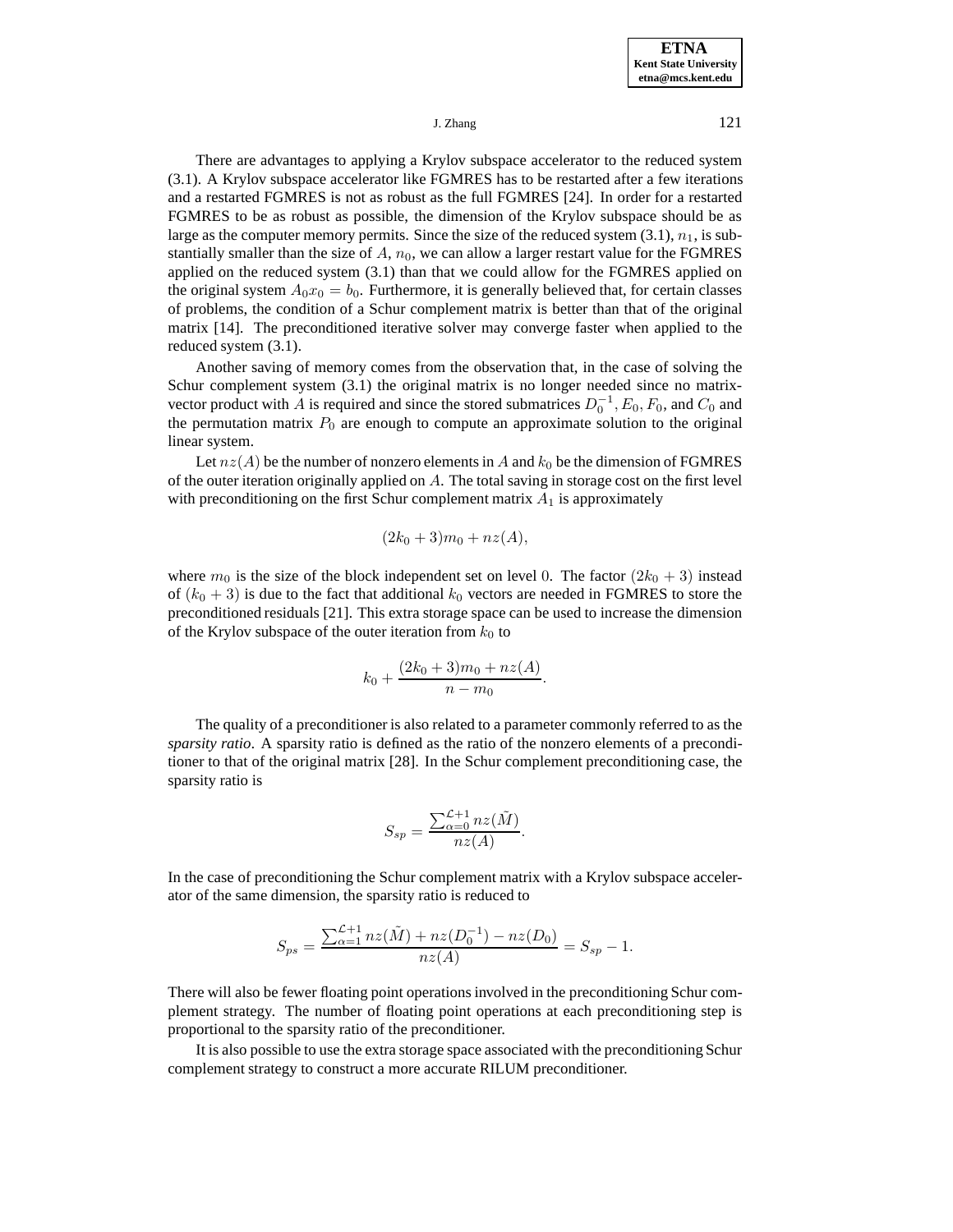There are advantages to applying a Krylov subspace accelerator to the reduced system (3.1). A Krylov subspace accelerator like FGMRES has to be restarted after a few iterations and a restarted FGMRES is not as robust as the full FGMRES [24]. In order for a restarted FGMRES to be as robust as possible, the dimension of the Krylov subspace should be as large as the computer memory permits. Since the size of the reduced system (3.1), $n_1$, is substantially smaller than the size of $A$, $n_0$, we can allow a larger restart value for the FGMRES applied on the reduced system (3.1) than that we could allow for the FGMRES applied on the original system $A_0x_0 = b_0$. Furthermore, it is generally believed that, for certain classes of problems, the condition of a Schur complement matrix is better than that of the original matrix [14]. The preconditioned iterative solver may converge faster when applied to the reduced system (3.1).

Another saving of memory comes from the observation that, in the case of solving the Schur complement system (3.1) the original matrix is no longer needed since no matrix-vector product with $A$ is required and since the stored submatrices $D_0^{-1}, E_0, F_0$, and $C_0$ and the permutation matrix $P_0$ are enough to compute an approximate solution to the original linear system.

Let $nz(A)$ be the number of nonzero elements in $A$ and $k_0$ be the dimension of FGMRES of the outer iteration originally applied on $A$. The total saving in storage cost on the first level with preconditioning on the first Schur complement matrix $A_1$ is approximately

$$(2k_0 + 3)m_0 + nz(A),$$

where $m_0$ is the size of the block independent set on level 0. The factor $(2k_0 + 3)$ instead of $(k_0 + 3)$ is due to the fact that additional $k_0$ vectors are needed in FGMRES to store the preconditioned residuals [21]. This extra storage space can be used to increase the dimension of the Krylov subspace of the outer iteration from $k_0$ to

$$k_0 + \frac{(2k_0 + 3)m_0 + nz(A)}{n - m_0}.$$

The quality of a preconditioner is also related to a parameter commonly referred to as the *sparsity ratio*. A sparsity ratio is defined as the ratio of the nonzero elements of a preconditioner to that of the original matrix [28]. In the Schur complement preconditioning case, the sparsity ratio is

$$S_{sp} = \frac{\sum_{\alpha=0}^{\mathcal{L}+1} nz(\tilde{M})}{nz(A)}.$$

In the case of preconditioning the Schur complement matrix with a Krylov subspace accelerator of the same dimension, the sparsity ratio is reduced to

$$S_{ps} = \frac{\sum_{\alpha=1}^{\mathcal{L}+1} nz(\tilde{M}) + nz(D_0^{-1}) - nz(D_0)}{nz(A)} = S_{sp} - 1.$$

There will also be fewer floating point operations involved in the preconditioning Schur complement strategy. The number of floating point operations at each preconditioning step is proportional to the sparsity ratio of the preconditioner.

It is also possible to use the extra storage space associated with the preconditioning Schur complement strategy to construct a more accurate RILUM preconditioner.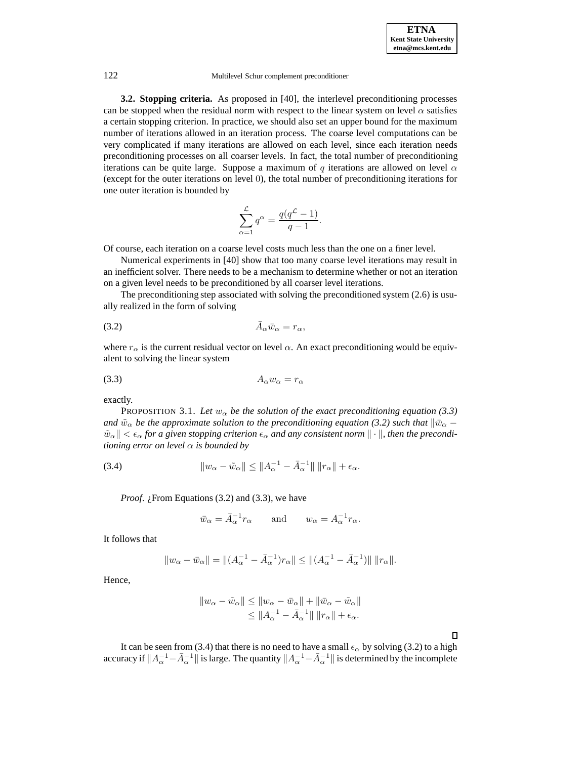**3.2. Stopping criteria.** As proposed in [40], the interlevel preconditioning processes can be stopped when the residual norm with respect to the linear system on level $\alpha$ satisfies a certain stopping criterion. In practice, we should also set an upper bound for the maximum number of iterations allowed in an iteration process. The coarse level computations can be very complicated if many iterations are allowed on each level, since each iteration needs preconditioning processes on all coarser levels. In fact, the total number of preconditioning iterations can be quite large. Suppose a maximum of $q$ iterations are allowed on level $\alpha$ (except for the outer iterations on level $0$), the total number of preconditioning iterations for one outer iteration is bounded by

$$\sum_{\alpha=1}^{\mathcal{L}} q^{\alpha} = \frac{q(q^{\mathcal{L}} - 1)}{q - 1}.$$

Of course, each iteration on a coarse level costs much less than the one on a finer level.

Numerical experiments in [40] show that too many coarse level iterations may result in an inefficient solver. There needs to be a mechanism to determine whether or not an iteration on a given level needs to be preconditioned by all coarser level iterations.

The preconditioning step associated with solving the preconditioned system (2.6) is usually realized in the form of solving

$$\bar{A}_\alpha \bar{w}_\alpha = r_\alpha, \tag{3.2}$$

where $r_\alpha$ is the current residual vector on level $\alpha$. An exact preconditioning would be equivalent to solving the linear system

$$A_\alpha w_\alpha = r_\alpha \tag{3.3}$$

exactly.

PROPOSITION 3.1. *Let $w_\alpha$ be the solution of the exact preconditioning equation (3.3) and $\tilde{w}_\alpha$ be the approximate solution to the preconditioning equation (3.2) such that $\|\bar{w}_\alpha - \tilde{w}_\alpha\| < \epsilon_\alpha$ for a given stopping criterion $\epsilon_\alpha$ and any consistent norm $\|\cdot\|$, then the preconditioning error on level $\alpha$ is bounded by*

$$\|w_\alpha - \tilde{w}_\alpha\| \le \|A_\alpha^{-1} - \bar{A}_\alpha^{-1}\| \, \|r_\alpha\| + \epsilon_\alpha. \tag{3.4}$$

*Proof.* ¿From Equations (3.2) and (3.3), we have

$$\bar{w}_\alpha = \bar{A}_\alpha^{-1} r_\alpha \qquad \text{and} \qquad w_\alpha = A_\alpha^{-1} r_\alpha.$$

It follows that

$$\|w_\alpha - \bar{w}_\alpha\| = \|(A_\alpha^{-1} - \bar{A}_\alpha^{-1}) r_\alpha\| \le \|(A_\alpha^{-1} - \bar{A}_\alpha^{-1})\| \, \|r_\alpha\|.$$

Hence,

$$\begin{aligned} \|w_\alpha - \tilde{w}_\alpha\| &\le \|w_\alpha - \bar{w}_\alpha\| + \|\bar{w}_\alpha - \tilde{w}_\alpha\| \\ &\le \|A_\alpha^{-1} - \bar{A}_\alpha^{-1}\| \, \|r_\alpha\| + \epsilon_\alpha. \end{aligned}$$

□

It can be seen from (3.4) that there is no need to have a small $\epsilon_\alpha$ by solving (3.2) to a high accuracy if $\|A_\alpha^{-1} - \bar{A}_\alpha^{-1}\|$ is large. The quantity $\|A_\alpha^{-1} - \bar{A}_\alpha^{-1}\|$ is determined by the incomplete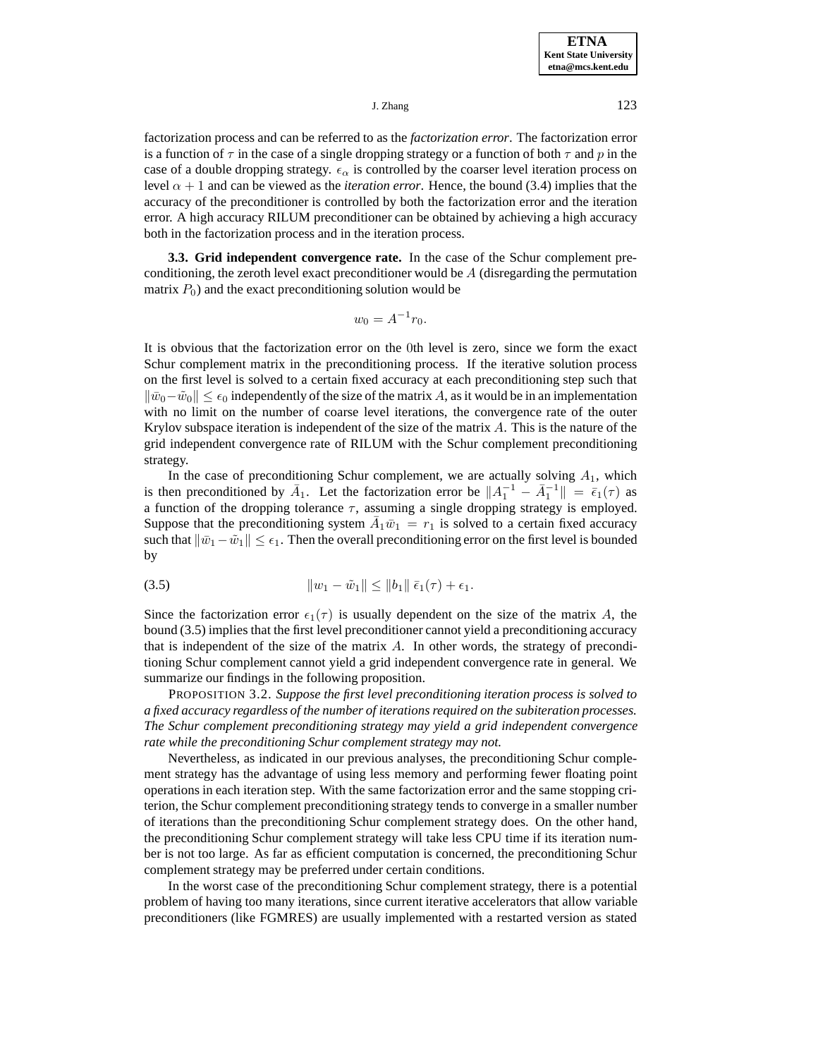factorization process and can be referred to as the *factorization error*. The factorization error is a function of $\tau$ in the case of a single dropping strategy or a function of both $\tau$ and $p$ in the case of a double dropping strategy. $\epsilon_\alpha$ is controlled by the coarser level iteration process on level $\alpha + 1$ and can be viewed as the *iteration error*. Hence, the bound (3.4) implies that the accuracy of the preconditioner is controlled by both the factorization error and the iteration error. A high accuracy RILUM preconditioner can be obtained by achieving a high accuracy both in the factorization process and in the iteration process.

**3.3. Grid independent convergence rate.** In the case of the Schur complement preconditioning, the zeroth level exact preconditioner would be $A$ (disregarding the permutation matrix $P_0$) and the exact preconditioning solution would be

$$w_0 = A^{-1} r_0.$$

It is obvious that the factorization error on the 0th level is zero, since we form the exact Schur complement matrix in the preconditioning process. If the iterative solution process on the first level is solved to a certain fixed accuracy at each preconditioning step such that $\|\bar{w}_0 - \tilde{w}_0\| \leq \epsilon_0$ independently of the size of the matrix $A$, as it would be in an implementation with no limit on the number of coarse level iterations, the convergence rate of the outer Krylov subspace iteration is independent of the size of the matrix $A$. This is the nature of the grid independent convergence rate of RILUM with the Schur complement preconditioning strategy.

In the case of preconditioning Schur complement, we are actually solving $A_1$, which is then preconditioned by $\bar{A}_1$. Let the factorization error be $\|A_1^{-1} - \bar{A}_1^{-1}\| = \bar{\epsilon}_1(\tau)$ as a function of the dropping tolerance $\tau$, assuming a single dropping strategy is employed. Suppose that the preconditioning system $\bar{A}_1 \bar{w}_1 = r_1$ is solved to a certain fixed accuracy such that $\|\bar{w}_1 - \tilde{w}_1\| \leq \epsilon_1$. Then the overall preconditioning error on the first level is bounded by

$$\|w_1 - \tilde{w}_1\| \leq \|b_1\| \, \bar{\epsilon}_1(\tau) + \epsilon_1. \tag{3.5}$$

Since the factorization error $\epsilon_1(\tau)$ is usually dependent on the size of the matrix $A$, the bound (3.5) implies that the first level preconditioner cannot yield a preconditioning accuracy that is independent of the size of the matrix $A$. In other words, the strategy of preconditioning Schur complement cannot yield a grid independent convergence rate in general. We summarize our findings in the following proposition.

PROPOSITION 3.2. *Suppose the first level preconditioning iteration process is solved to a fixed accuracy regardless of the number of iterations required on the subiteration processes. The Schur complement preconditioning strategy may yield a grid independent convergence rate while the preconditioning Schur complement strategy may not.*

Nevertheless, as indicated in our previous analyses, the preconditioning Schur complement strategy has the advantage of using less memory and performing fewer floating point operations in each iteration step. With the same factorization error and the same stopping criterion, the Schur complement preconditioning strategy tends to converge in a smaller number of iterations than the preconditioning Schur complement strategy does. On the other hand, the preconditioning Schur complement strategy will take less CPU time if its iteration number is not too large. As far as efficient computation is concerned, the preconditioning Schur complement strategy may be preferred under certain conditions.

In the worst case of the preconditioning Schur complement strategy, there is a potential problem of having too many iterations, since current iterative accelerators that allow variable preconditioners (like FGMRES) are usually implemented with a restarted version as stated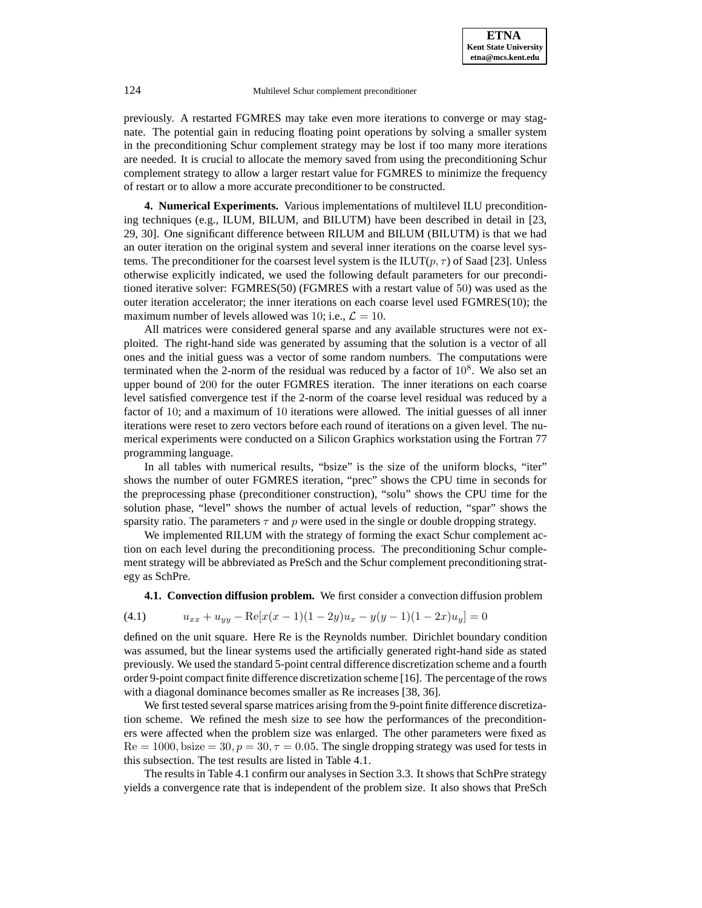previously. A restarted FGMRES may take even more iterations to converge or may stagnate. The potential gain in reducing floating point operations by solving a smaller system in the preconditioning Schur complement strategy may be lost if too many more iterations are needed. It is crucial to allocate the memory saved from using the preconditioning Schur complement strategy to allow a larger restart value for FGMRES to minimize the frequency of restart or to allow a more accurate preconditioner to be constructed.

**4. Numerical Experiments.** Various implementations of multilevel ILU preconditioning techniques (e.g., ILUM, BILUM, and BILUTM) have been described in detail in [23, 29, 30]. One significant difference between RILUM and BILUM (BILUTM) is that we had an outer iteration on the original system and several inner iterations on the coarse level systems. The preconditioner for the coarsest level system is the ILUT$(p, \tau)$ of Saad [23]. Unless otherwise explicitly indicated, we used the following default parameters for our preconditioned iterative solver: FGMRES(50) (FGMRES with a restart value of $50$) was used as the outer iteration accelerator; the inner iterations on each coarse level used FGMRES(10); the maximum number of levels allowed was $10$; i.e., $\mathcal{L} = 10$.

All matrices were considered general sparse and any available structures were not exploited. The right-hand side was generated by assuming that the solution is a vector of all ones and the initial guess was a vector of some random numbers. The computations were terminated when the 2-norm of the residual was reduced by a factor of $10^8$. We also set an upper bound of $200$ for the outer FGMRES iteration. The inner iterations on each coarse level satisfied convergence test if the 2-norm of the coarse level residual was reduced by a factor of $10$; and a maximum of $10$ iterations were allowed. The initial guesses of all inner iterations were reset to zero vectors before each round of iterations on a given level. The numerical experiments were conducted on a Silicon Graphics workstation using the Fortran 77 programming language.

In all tables with numerical results, "bsize" is the size of the uniform blocks, "iter" shows the number of outer FGMRES iteration, "prec" shows the CPU time in seconds for the preprocessing phase (preconditioner construction), "solu" shows the CPU time for the solution phase, "level" shows the number of actual levels of reduction, "spar" shows the sparsity ratio. The parameters $\tau$ and $p$ were used in the single or double dropping strategy.

We implemented RILUM with the strategy of forming the exact Schur complement action on each level during the preconditioning process. The preconditioning Schur complement strategy will be abbreviated as PreSch and the Schur complement preconditioning strategy as SchPre.

**4.1. Convection diffusion problem.** We first consider a convection diffusion problem

$$u_{xx} + u_{yy} - \mathrm{Re}[x(x-1)(1-2y)u_x - y(y-1)(1-2x)u_y] = 0 \tag{4.1}$$

defined on the unit square. Here Re is the Reynolds number. Dirichlet boundary condition was assumed, but the linear systems used the artificially generated right-hand side as stated previously. We used the standard 5-point central difference discretization scheme and a fourth order 9-point compact finite difference discretization scheme [16]. The percentage of the rows with a diagonal dominance becomes smaller as Re increases [38, 36].

We first tested several sparse matrices arising from the 9-point finite difference discretization scheme. We refined the mesh size to see how the performances of the preconditioners were affected when the problem size was enlarged. The other parameters were fixed as $\mathrm{Re} = 1000, \mathrm{bsize} = 30, p = 30, \tau = 0.05$. The single dropping strategy was used for tests in this subsection. The test results are listed in Table 4.1.

The results in Table 4.1 confirm our analyses in Section 3.3. It shows that SchPre strategy yields a convergence rate that is independent of the problem size. It also shows that PreSch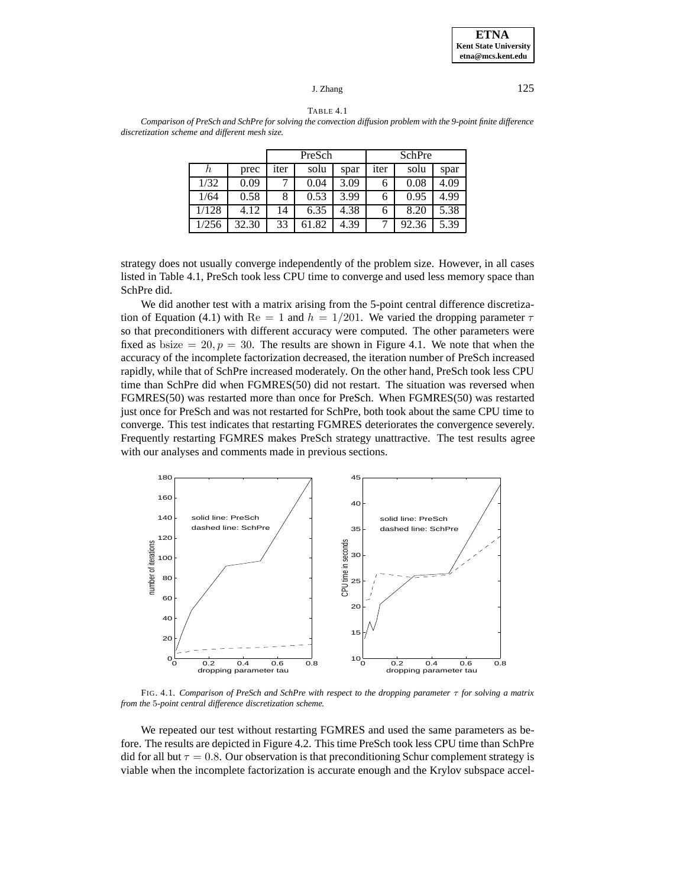TABLE 4.1
*Comparison of PreSch and SchPre for solving the convection diffusion problem with the 9-point finite difference discretization scheme and different mesh size.*

| | | PreSch | | | SchPre | | |
|---|---|---|---|---|---|---|---|
| $h$ | prec | iter | solu | spar | iter | solu | spar |
| 1/32 | 0.09 | 7 | 0.04 | 3.09 | 6 | 0.08 | 4.09 |
| 1/64 | 0.58 | 8 | 0.53 | 3.99 | 6 | 0.95 | 4.99 |
| 1/128 | 4.12 | 14 | 6.35 | 4.38 | 6 | 8.20 | 5.38 |
| 1/256 | 32.30 | 33 | 61.82 | 4.39 | 7 | 92.36 | 5.39 |

strategy does not usually converge independently of the problem size. However, in all cases listed in Table 4.1, PreSch took less CPU time to converge and used less memory space than SchPre did.

We did another test with a matrix arising from the 5-point central difference discretization of Equation (4.1) with $\mathrm{Re} = 1$ and $h = 1/201$. We varied the dropping parameter $\tau$ so that preconditioners with different accuracy were computed. The other parameters were fixed as $\mathrm{bsize} = 20, p = 30$. The results are shown in Figure 4.1. We note that when the accuracy of the incomplete factorization decreased, the iteration number of PreSch increased rapidly, while that of SchPre increased moderately. On the other hand, PreSch took less CPU time than SchPre did when FGMRES(50) did not restart. The situation was reversed when FGMRES(50) was restarted more than once for PreSch. When FGMRES(50) was restarted just once for PreSch and was not restarted for SchPre, both took about the same CPU time to converge. This test indicates that restarting FGMRES deteriorates the convergence severely. Frequently restarting FGMRES makes PreSch strategy unattractive. The test results agree with our analyses and comments made in previous sections.

FIG. 4.1. *Comparison of PreSch and SchPre with respect to the dropping parameter $\tau$ for solving a matrix from the 5-point central difference discretization scheme.*

We repeated our test without restarting FGMRES and used the same parameters as before. The results are depicted in Figure 4.2. This time PreSch took less CPU time than SchPre did for all but $\tau = 0.8$. Our observation is that preconditioning Schur complement strategy is viable when the incomplete factorization is accurate enough and the Krylov subspace accel-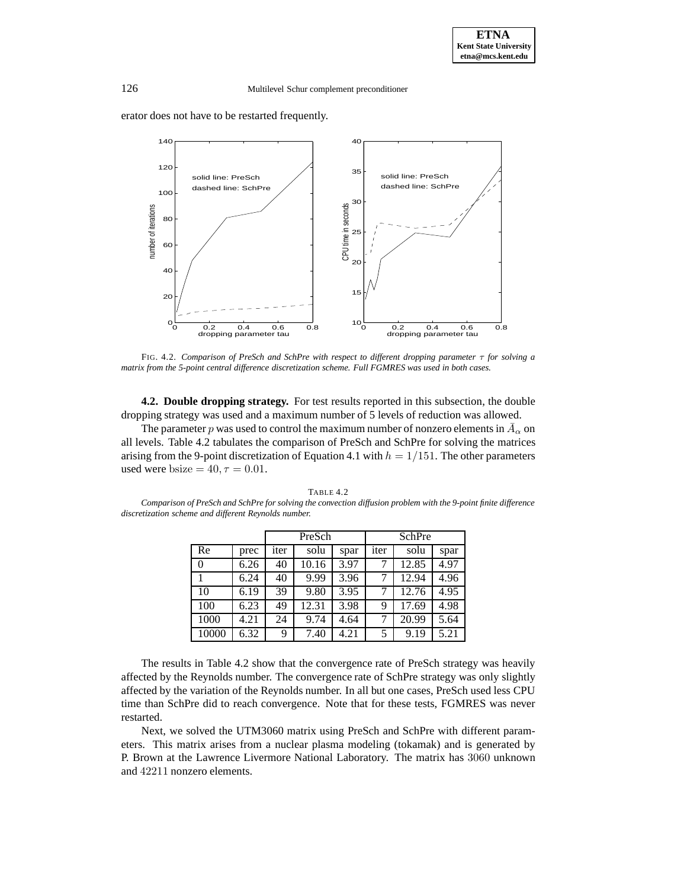erator does not have to be restarted frequently.

FIG. 4.2. *Comparison of PreSch and SchPre with respect to different dropping parameter $\tau$ for solving a matrix from the 5-point central difference discretization scheme. Full FGMRES was used in both cases.*

**4.2. Double dropping strategy.** For test results reported in this subsection, the double dropping strategy was used and a maximum number of 5 levels of reduction was allowed.

The parameter $p$ was used to control the maximum number of nonzero elements in $\bar{A}_\alpha$ on all levels. Table 4.2 tabulates the comparison of PreSch and SchPre for solving the matrices arising from the 9-point discretization of Equation 4.1 with $h = 1/151$. The other parameters used were $\text{bsize} = 40, \tau = 0.01$.

TABLE 4.2
*Comparison of PreSch and SchPre for solving the convection diffusion problem with the 9-point finite difference discretization scheme and different Reynolds number.*

| | | PreSch | | | SchPre | | |
|---|---|---|---|---|---|---|---|
| Re | prec | iter | solu | spar | iter | solu | spar |
| 0 | 6.26 | 40 | 10.16 | 3.97 | 7 | 12.85 | 4.97 |
| 1 | 6.24 | 40 | 9.99 | 3.96 | 7 | 12.94 | 4.96 |
| 10 | 6.19 | 39 | 9.80 | 3.95 | 7 | 12.76 | 4.95 |
| 100 | 6.23 | 49 | 12.31 | 3.98 | 9 | 17.69 | 4.98 |
| 1000 | 4.21 | 24 | 9.74 | 4.64 | 7 | 20.99 | 5.64 |
| 10000 | 6.32 | 9 | 7.40 | 4.21 | 5 | 9.19 | 5.21 |

The results in Table 4.2 show that the convergence rate of PreSch strategy was heavily affected by the Reynolds number. The convergence rate of SchPre strategy was only slightly affected by the variation of the Reynolds number. In all but one cases, PreSch used less CPU time than SchPre did to reach convergence. Note that for these tests, FGMRES was never restarted.

Next, we solved the UTM3060 matrix using PreSch and SchPre with different parameters. This matrix arises from a nuclear plasma modeling (tokamak) and is generated by P. Brown at the Lawrence Livermore National Laboratory. The matrix has 3060 unknown and 42211 nonzero elements.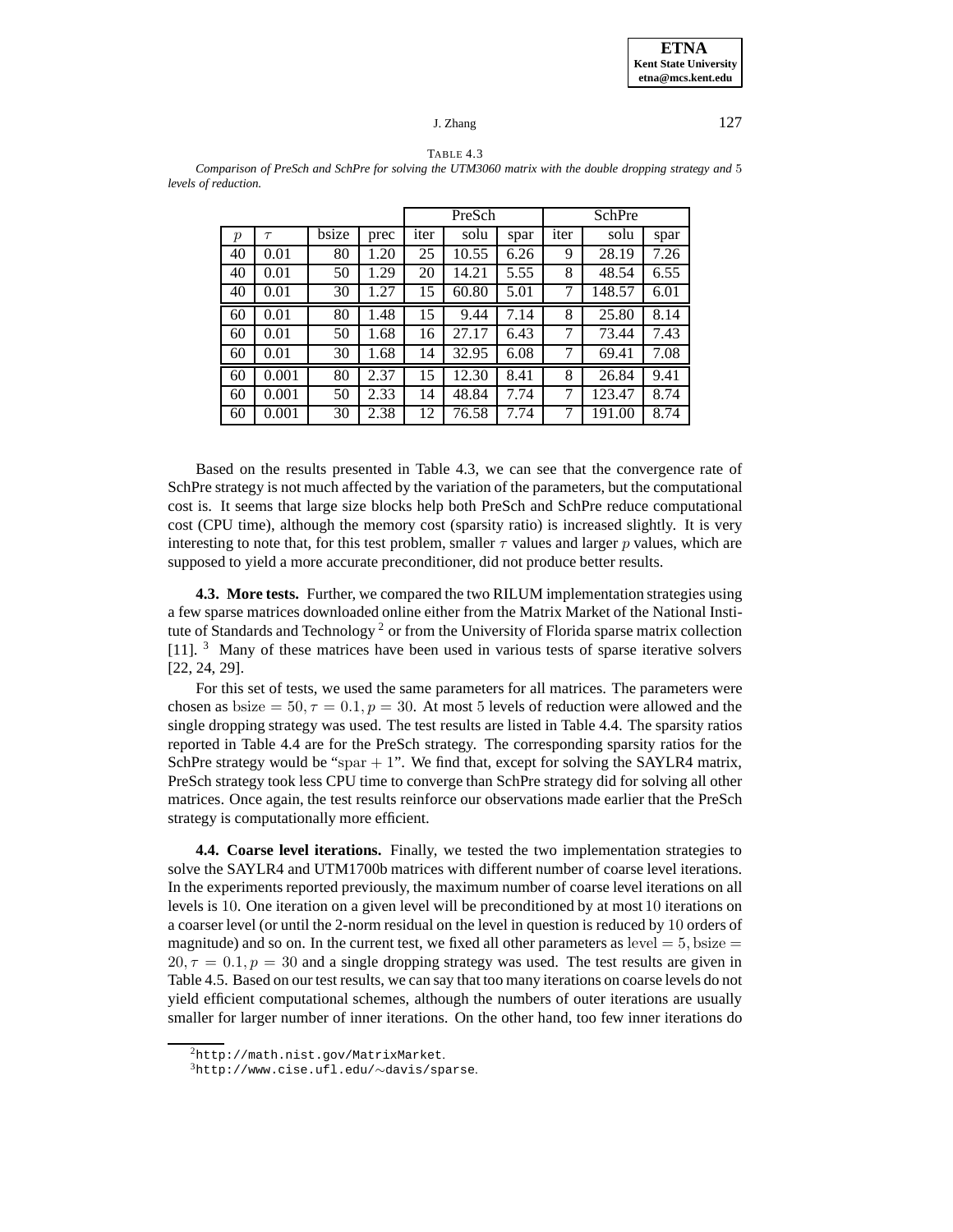TABLE 4.3
*Comparison of PreSch and SchPre for solving the UTM3060 matrix with the double dropping strategy and 5 levels of reduction.*

| | | | | PreSch | | | SchPre | | |
|---|---|---|---|---|---|---|---|---|---|
| $p$ | $\tau$ | bsize | prec | iter | solu | spar | iter | solu | spar |
| 40 | 0.01 | 80 | 1.20 | 25 | 10.55 | 6.26 | 9 | 28.19 | 7.26 |
| 40 | 0.01 | 50 | 1.29 | 20 | 14.21 | 5.55 | 8 | 48.54 | 6.55 |
| 40 | 0.01 | 30 | 1.27 | 15 | 60.80 | 5.01 | 7 | 148.57 | 6.01 |
| 60 | 0.01 | 80 | 1.48 | 15 | 9.44 | 7.14 | 8 | 25.80 | 8.14 |
| 60 | 0.01 | 50 | 1.68 | 16 | 27.17 | 6.43 | 7 | 73.44 | 7.43 |
| 60 | 0.01 | 30 | 1.68 | 14 | 32.95 | 6.08 | 7 | 69.41 | 7.08 |
| 60 | 0.001 | 80 | 2.37 | 15 | 12.30 | 8.41 | 8 | 26.84 | 9.41 |
| 60 | 0.001 | 50 | 2.33 | 14 | 48.84 | 7.74 | 7 | 123.47 | 8.74 |
| 60 | 0.001 | 30 | 2.38 | 12 | 76.58 | 7.74 | 7 | 191.00 | 8.74 |

Based on the results presented in Table 4.3, we can see that the convergence rate of SchPre strategy is not much affected by the variation of the parameters, but the computational cost is. It seems that large size blocks help both PreSch and SchPre reduce computational cost (CPU time), although the memory cost (sparsity ratio) is increased slightly. It is very interesting to note that, for this test problem, smaller $\tau$ values and larger $p$ values, which are supposed to yield a more accurate preconditioner, did not produce better results.

**4.3. More tests.** Further, we compared the two RILUM implementation strategies using a few sparse matrices downloaded online either from the Matrix Market of the National Institute of Standards and Technology [2] or from the University of Florida sparse matrix collection [11]. [3] Many of these matrices have been used in various tests of sparse iterative solvers [22, 24, 29].

For this set of tests, we used the same parameters for all matrices. The parameters were chosen as $\text{bsize} = 50, \tau = 0.1, p = 30$. At most 5 levels of reduction were allowed and the single dropping strategy was used. The test results are listed in Table 4.4. The sparsity ratios reported in Table 4.4 are for the PreSch strategy. The corresponding sparsity ratios for the SchPre strategy would be "$\text{spar} + 1$". We find that, except for solving the SAYLR4 matrix, PreSch strategy took less CPU time to converge than SchPre strategy did for solving all other matrices. Once again, the test results reinforce our observations made earlier that the PreSch strategy is computationally more efficient.

**4.4. Coarse level iterations.** Finally, we tested the two implementation strategies to solve the SAYLR4 and UTM1700b matrices with different number of coarse level iterations. In the experiments reported previously, the maximum number of coarse level iterations on all levels is 10. One iteration on a given level will be preconditioned by at most 10 iterations on a coarser level (or until the 2-norm residual on the level in question is reduced by 10 orders of magnitude) and so on. In the current test, we fixed all other parameters as $\text{level} = 5, \text{bsize} = 20, \tau = 0.1, p = 30$ and a single dropping strategy was used. The test results are given in Table 4.5. Based on our test results, we can say that too many iterations on coarse levels do not yield efficient computational schemes, although the numbers of outer iterations are usually smaller for larger number of inner iterations. On the other hand, too few inner iterations do

[2] `http://math.nist.gov/MatrixMarket`.
[3] `http://www.cise.ufl.edu/~davis/sparse`.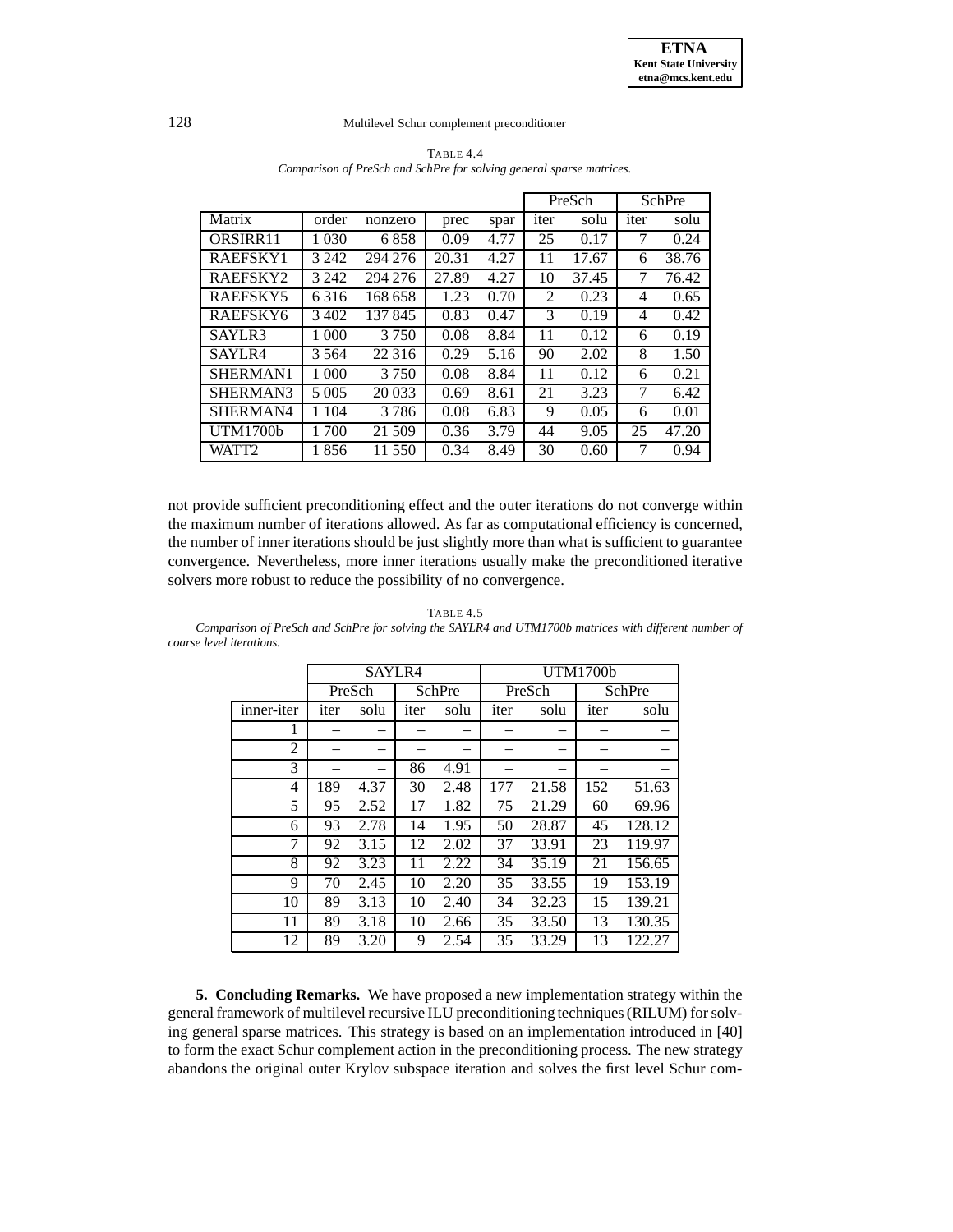TABLE 4.4
*Comparison of PreSch and SchPre for solving general sparse matrices.*

| | | | | | PreSch | | SchPre | |
|---|---|---|---|---|---|---|---|---|
| Matrix | order | nonzero | prec | spar | iter | solu | iter | solu |
| ORSIRR11 | 1 030 | 6 858 | 0.09 | 4.77 | 25 | 0.17 | 7 | 0.24 |
| RAEFSKY1 | 3 242 | 294 276 | 20.31 | 4.27 | 11 | 17.67 | 6 | 38.76 |
| RAEFSKY2 | 3 242 | 294 276 | 27.89 | 4.27 | 10 | 37.45 | 7 | 76.42 |
| RAEFSKY5 | 6 316 | 168 658 | 1.23 | 0.70 | 2 | 0.23 | 4 | 0.65 |
| RAEFSKY6 | 3 402 | 137 845 | 0.83 | 0.47 | 3 | 0.19 | 4 | 0.42 |
| SAYLR3 | 1 000 | 3 750 | 0.08 | 8.84 | 11 | 0.12 | 6 | 0.19 |
| SAYLR4 | 3 564 | 22 316 | 0.29 | 5.16 | 90 | 2.02 | 8 | 1.50 |
| SHERMAN1 | 1 000 | 3 750 | 0.08 | 8.84 | 11 | 0.12 | 6 | 0.21 |
| SHERMAN3 | 5 005 | 20 033 | 0.69 | 8.61 | 21 | 3.23 | 7 | 6.42 |
| SHERMAN4 | 1 104 | 3 786 | 0.08 | 6.83 | 9 | 0.05 | 6 | 0.01 |
| UTM1700b | 1 700 | 21 509 | 0.36 | 3.79 | 44 | 9.05 | 25 | 47.20 |
| WATT2 | 1 856 | 11 550 | 0.34 | 8.49 | 30 | 0.60 | 7 | 0.94 |

not provide sufficient preconditioning effect and the outer iterations do not converge within the maximum number of iterations allowed. As far as computational efficiency is concerned, the number of inner iterations should be just slightly more than what is sufficient to guarantee convergence. Nevertheless, more inner iterations usually make the preconditioned iterative solvers more robust to reduce the possibility of no convergence.

TABLE 4.5
*Comparison of PreSch and SchPre for solving the SAYLR4 and UTM1700b matrices with different number of coarse level iterations.*

| | SAYLR4 | | | | UTM1700b | | | |
|---|---|---|---|---|---|---|---|---|
| | PreSch | | SchPre | | PreSch | | SchPre | |
| inner-iter | iter | solu | iter | solu | iter | solu | iter | solu |
| 1 | – | – | – | – | – | – | – | – |
| 2 | – | – | – | – | – | – | – | – |
| 3 | – | – | 86 | 4.91 | – | – | – | – |
| 4 | 189 | 4.37 | 30 | 2.48 | 177 | 21.58 | 152 | 51.63 |
| 5 | 95 | 2.52 | 17 | 1.82 | 75 | 21.29 | 60 | 69.96 |
| 6 | 93 | 2.78 | 14 | 1.95 | 50 | 28.87 | 45 | 128.12 |
| 7 | 92 | 3.15 | 12 | 2.02 | 37 | 33.91 | 23 | 119.97 |
| 8 | 92 | 3.23 | 11 | 2.22 | 34 | 35.19 | 21 | 156.65 |
| 9 | 70 | 2.45 | 10 | 2.20 | 35 | 33.55 | 19 | 153.19 |
| 10 | 89 | 3.13 | 10 | 2.40 | 34 | 32.23 | 15 | 139.21 |
| 11 | 89 | 3.18 | 10 | 2.66 | 35 | 33.50 | 13 | 130.35 |
| 12 | 89 | 3.20 | 9 | 2.54 | 35 | 33.29 | 13 | 122.27 |

**5. Concluding Remarks.** We have proposed a new implementation strategy within the general framework of multilevel recursive ILU preconditioning techniques (RILUM) for solving general sparse matrices. This strategy is based on an implementation introduced in [40] to form the exact Schur complement action in the preconditioning process. The new strategy abandons the original outer Krylov subspace iteration and solves the first level Schur com-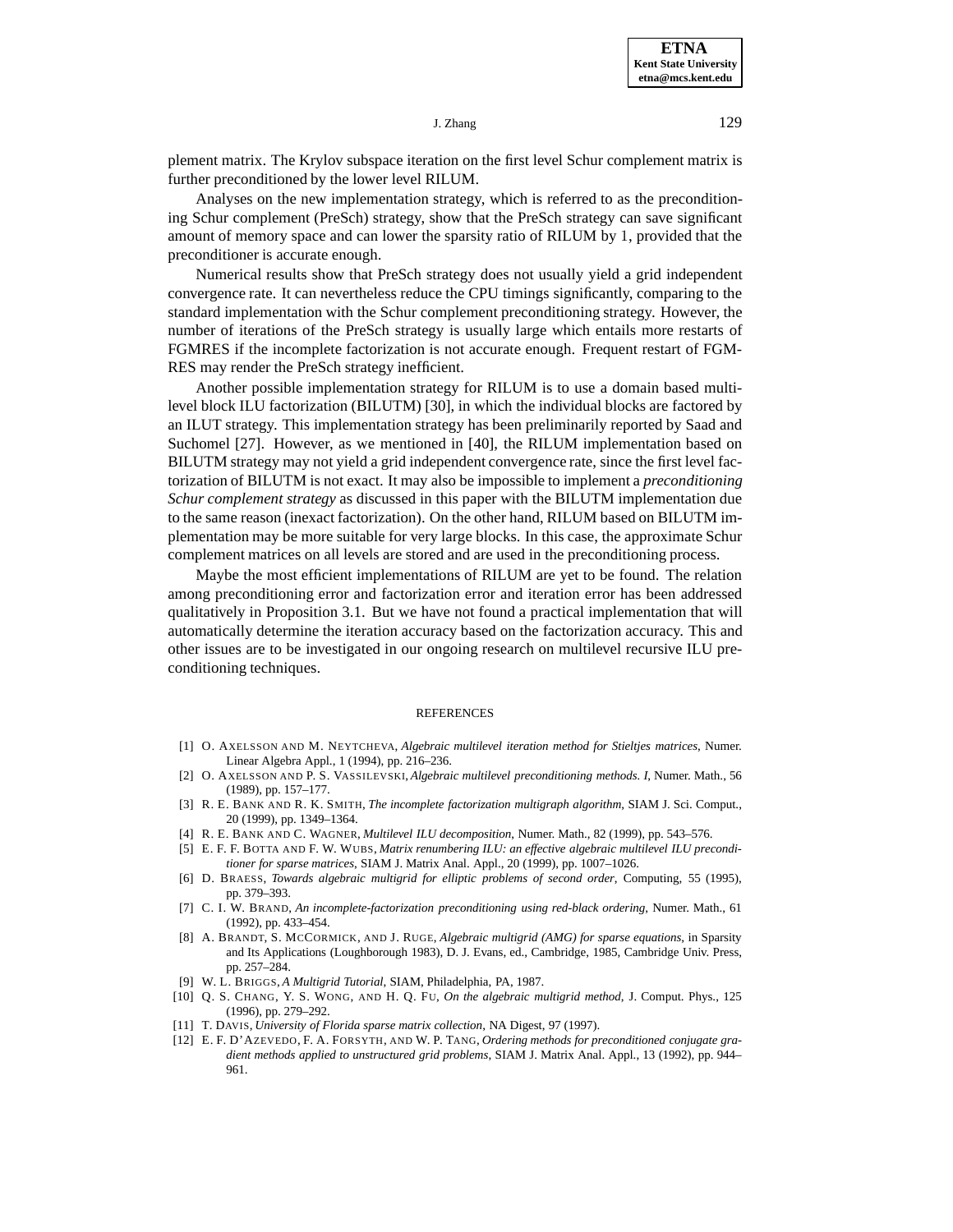plement matrix. The Krylov subspace iteration on the first level Schur complement matrix is further preconditioned by the lower level RILUM.

Analyses on the new implementation strategy, which is referred to as the preconditioning Schur complement (PreSch) strategy, show that the PreSch strategy can save significant amount of memory space and can lower the sparsity ratio of RILUM by 1, provided that the preconditioner is accurate enough.

Numerical results show that PreSch strategy does not usually yield a grid independent convergence rate. It can nevertheless reduce the CPU timings significantly, comparing to the standard implementation with the Schur complement preconditioning strategy. However, the number of iterations of the PreSch strategy is usually large which entails more restarts of FGMRES if the incomplete factorization is not accurate enough. Frequent restart of FGMRES may render the PreSch strategy inefficient.

Another possible implementation strategy for RILUM is to use a domain based multilevel block ILU factorization (BILUTM) [30], in which the individual blocks are factored by an ILUT strategy. This implementation strategy has been preliminarily reported by Saad and Suchomel [27]. However, as we mentioned in [40], the RILUM implementation based on BILUTM strategy may not yield a grid independent convergence rate, since the first level factorization of BILUTM is not exact. It may also be impossible to implement a *preconditioning Schur complement strategy* as discussed in this paper with the BILUTM implementation due to the same reason (inexact factorization). On the other hand, RILUM based on BILUTM implementation may be more suitable for very large blocks. In this case, the approximate Schur complement matrices on all levels are stored and are used in the preconditioning process.

Maybe the most efficient implementations of RILUM are yet to be found. The relation among preconditioning error and factorization error and iteration error has been addressed qualitatively in Proposition 3.1. But we have not found a practical implementation that will automatically determine the iteration accuracy based on the factorization accuracy. This and other issues are to be investigated in our ongoing research on multilevel recursive ILU preconditioning techniques.

## REFERENCES

[1] O. Axelsson and M. Neytcheva, *Algebraic multilevel iteration method for Stieltjes matrices*, Numer. Linear Algebra Appl., 1 (1994), pp. 216–236.

[2] O. Axelsson and P. S. Vassilevski, *Algebraic multilevel preconditioning methods. I*, Numer. Math., 56 (1989), pp. 157–177.

[3] R. E. Bank and R. K. Smith, *The incomplete factorization multigraph algorithm*, SIAM J. Sci. Comput., 20 (1999), pp. 1349–1364.

[4] R. E. Bank and C. Wagner, *Multilevel ILU decomposition*, Numer. Math., 82 (1999), pp. 543–576.

[5] E. F. F. Botta and F. W. Wubs, *Matrix renumbering ILU: an effective algebraic multilevel ILU preconditioner for sparse matrices*, SIAM J. Matrix Anal. Appl., 20 (1999), pp. 1007–1026.

[6] D. Braess, *Towards algebraic multigrid for elliptic problems of second order*, Computing, 55 (1995), pp. 379–393.

[7] C. I. W. Brand, *An incomplete-factorization preconditioning using red-black ordering*, Numer. Math., 61 (1992), pp. 433–454.

[8] A. Brandt, S. McCormick, and J. Ruge, *Algebraic multigrid (AMG) for sparse equations*, in Sparsity and Its Applications (Loughborough 1983), D. J. Evans, ed., Cambridge, 1985, Cambridge Univ. Press, pp. 257–284.

[9] W. L. Briggs, *A Multigrid Tutorial*, SIAM, Philadelphia, PA, 1987.

[10] Q. S. Chang, Y. S. Wong, and H. Q. Fu, *On the algebraic multigrid method*, J. Comput. Phys., 125 (1996), pp. 279–292.

[11] T. Davis, *University of Florida sparse matrix collection*, NA Digest, 97 (1997).

[12] E. F. D'Azevedo, F. A. Forsyth, and W. P. Tang, *Ordering methods for preconditioned conjugate gradient methods applied to unstructured grid problems*, SIAM J. Matrix Anal. Appl., 13 (1992), pp. 944–961.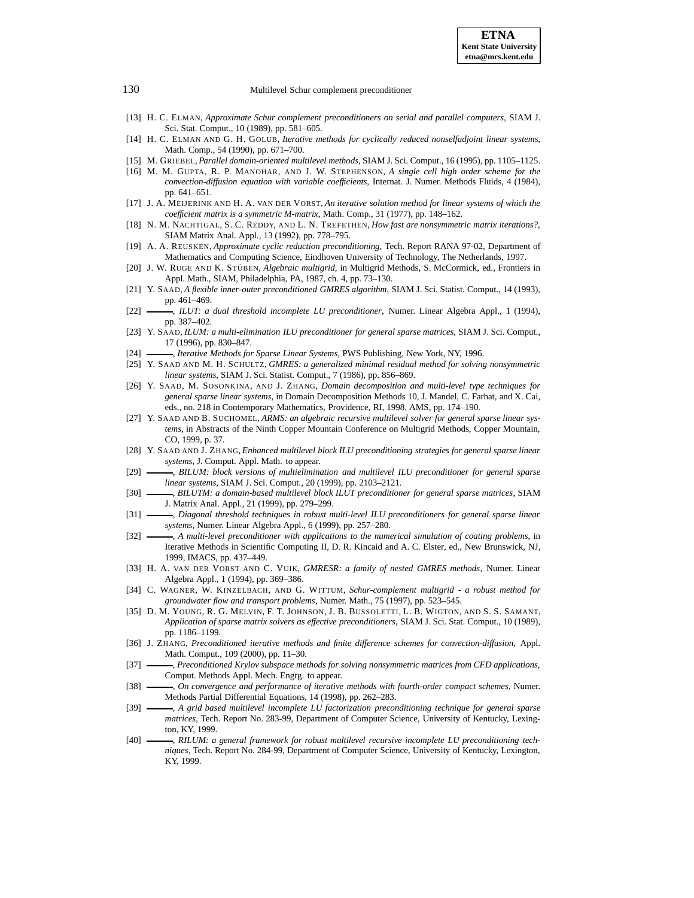[13] H. C. ELMAN, *Approximate Schur complement preconditioners on serial and parallel computers*, SIAM J. Sci. Stat. Comput., 10 (1989), pp. 581–605.

[14] H. C. ELMAN AND G. H. GOLUB, *Iterative methods for cyclically reduced nonselfadjoint linear systems*, Math. Comp., 54 (1990), pp. 671–700.

[15] M. GRIEBEL, *Parallel domain-oriented multilevel methods*, SIAM J. Sci. Comput., 16 (1995), pp. 1105–1125.

[16] M. M. GUPTA, R. P. MANOHAR, AND J. W. STEPHENSON, *A single cell high order scheme for the convection-diffusion equation with variable coefficients*, Internat. J. Numer. Methods Fluids, 4 (1984), pp. 641–651.

[17] J. A. MEIJERINK AND H. A. VAN DER VORST, *An iterative solution method for linear systems of which the coefficient matrix is a symmetric M-matrix*, Math. Comp., 31 (1977), pp. 148–162.

[18] N. M. NACHTIGAL, S. C. REDDY, AND L. N. TREFETHEN, *How fast are nonsymmetric matrix iterations?*, SIAM Matrix Anal. Appl., 13 (1992), pp. 778–795.

[19] A. A. REUSKEN, *Approximate cyclic reduction preconditioning*, Tech. Report RANA 97-02, Department of Mathematics and Computing Science, Eindhoven University of Technology, The Netherlands, 1997.

[20] J. W. RUGE AND K. STÜBEN, *Algebraic multigrid*, in Multigrid Methods, S. McCormick, ed., Frontiers in Appl. Math., SIAM, Philadelphia, PA, 1987, ch. 4, pp. 73–130.

[21] Y. SAAD, *A flexible inner-outer preconditioned GMRES algorithm*, SIAM J. Sci. Statist. Comput., 14 (1993), pp. 461–469.

[22] ———, *ILUT: a dual threshold incomplete LU preconditioner*, Numer. Linear Algebra Appl., 1 (1994), pp. 387–402.

[23] Y. SAAD, *ILUM: a multi-elimination ILU preconditioner for general sparse matrices*, SIAM J. Sci. Comput., 17 (1996), pp. 830–847.

[24] ———, *Iterative Methods for Sparse Linear Systems*, PWS Publishing, New York, NY, 1996.

[25] Y. SAAD AND M. H. SCHULTZ, *GMRES: a generalized minimal residual method for solving nonsymmetric linear systems*, SIAM J. Sci. Statist. Comput., 7 (1986), pp. 856–869.

[26] Y. SAAD, M. SOSONKINA, AND J. ZHANG, *Domain decomposition and multi-level type techniques for general sparse linear systems*, in Domain Decomposition Methods 10, J. Mandel, C. Farhat, and X. Cai, eds., no. 218 in Contemporary Mathematics, Providence, RI, 1998, AMS, pp. 174–190.

[27] Y. SAAD AND B. SUCHOMEL, *ARMS: an algebraic recursive multilevel solver for general sparse linear systems*, in Abstracts of the Ninth Copper Mountain Conference on Multigrid Methods, Copper Mountain, CO, 1999, p. 37.

[28] Y. SAAD AND J. ZHANG, *Enhanced multilevel block ILU preconditioning strategies for general sparse linear systems*, J. Comput. Appl. Math. to appear.

[29] ———, *BILUM: block versions of multielimination and multilevel ILU preconditioner for general sparse linear systems*, SIAM J. Sci. Comput., 20 (1999), pp. 2103–2121.

[30] ———, *BILUTM: a domain-based multilevel block ILUT preconditioner for general sparse matrices*, SIAM J. Matrix Anal. Appl., 21 (1999), pp. 279–299.

[31] ———, *Diagonal threshold techniques in robust multi-level ILU preconditioners for general sparse linear systems*, Numer. Linear Algebra Appl., 6 (1999), pp. 257–280.

[32] ———, *A multi-level preconditioner with applications to the numerical simulation of coating problems*, in Iterative Methods in Scientific Computing II, D. R. Kincaid and A. C. Elster, ed., New Brunswick, NJ, 1999, IMACS, pp. 437–449.

[33] H. A. VAN DER VORST AND C. VUIK, *GMRESR: a family of nested GMRES methods*, Numer. Linear Algebra Appl., 1 (1994), pp. 369–386.

[34] C. WAGNER, W. KINZELBACH, AND G. WITTUM, *Schur-complement multigrid - a robust method for groundwater flow and transport problems*, Numer. Math., 75 (1997), pp. 523–545.

[35] D. M. YOUNG, R. G. MELVIN, F. T. JOHNSON, J. B. BUSSOLETTI, L. B. WIGTON, AND S. S. SAMANT, *Application of sparse matrix solvers as effective preconditioners*, SIAM J. Sci. Stat. Comput., 10 (1989), pp. 1186–1199.

[36] J. ZHANG, *Preconditioned iterative methods and finite difference schemes for convection-diffusion*, Appl. Math. Comput., 109 (2000), pp. 11–30.

[37] ———, *Preconditioned Krylov subspace methods for solving nonsymmetric matrices from CFD applications*, Comput. Methods Appl. Mech. Engrg. to appear.

[38] ———, *On convergence and performance of iterative methods with fourth-order compact schemes*, Numer. Methods Partial Differential Equations, 14 (1998), pp. 262–283.

[39] ———, *A grid based multilevel incomplete LU factorization preconditioning technique for general sparse matrices*, Tech. Report No. 283-99, Department of Computer Science, University of Kentucky, Lexington, KY, 1999.

[40] ———, *RILUM: a general framework for robust multilevel recursive incomplete LU preconditioning techniques*, Tech. Report No. 284-99, Department of Computer Science, University of Kentucky, Lexington, KY, 1999.